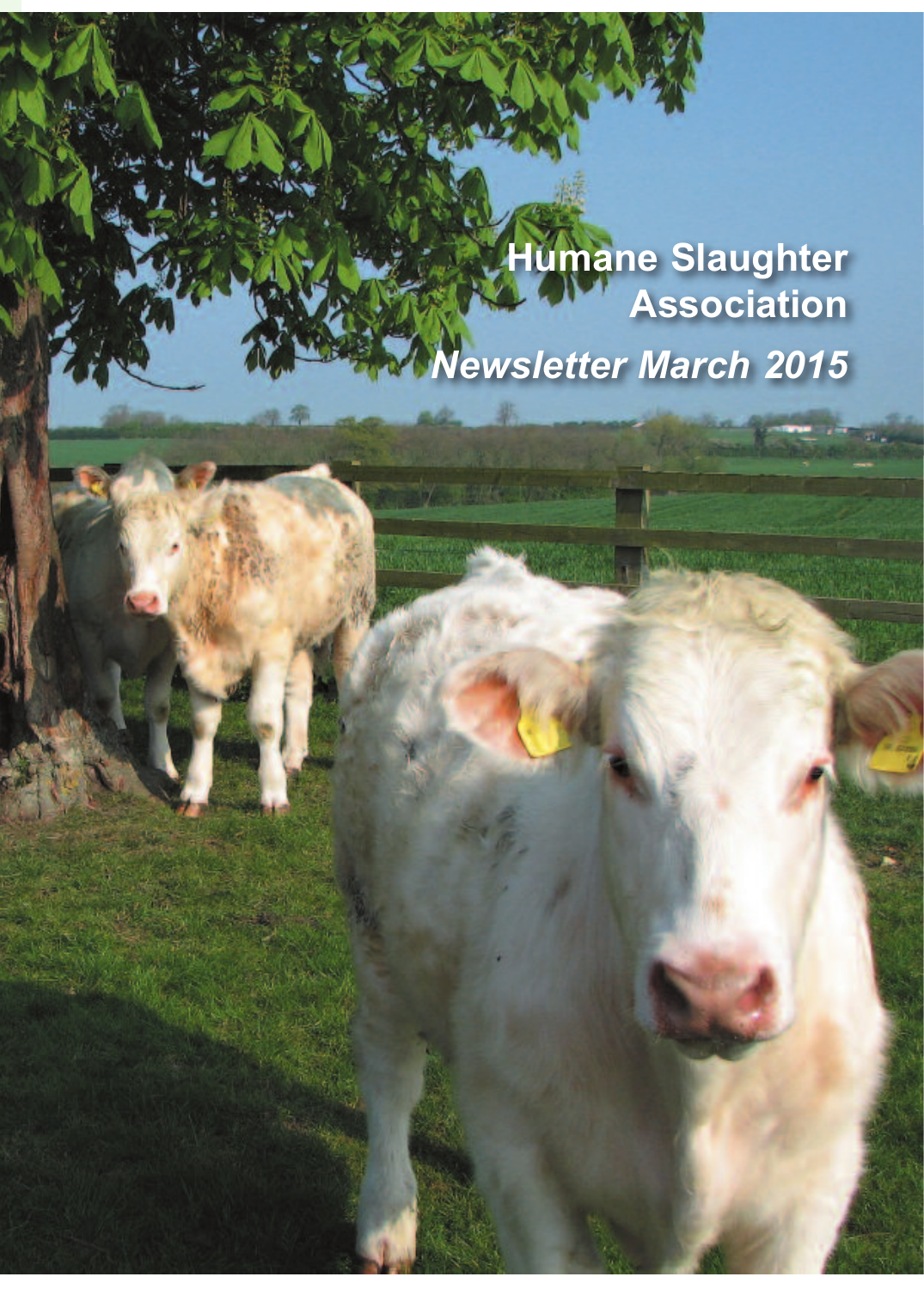# Humane Slaughter Association

*Newsletter March 2015*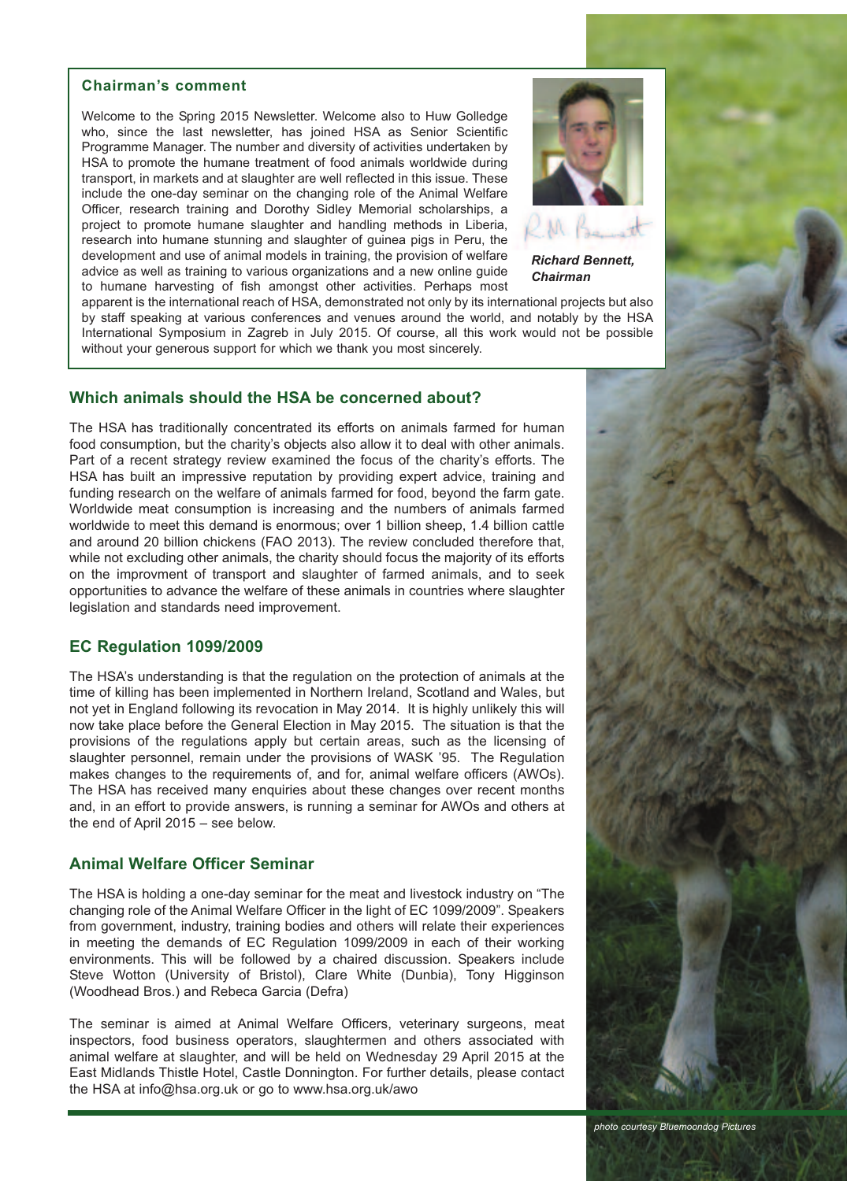### Chairman's comment

Welcome to the Spring 2015 Newsletter. Welcome also to Huw Golledge who, since the last newsletter, has joined HSA as Senior Scientific Programme Manager. The number and diversity of activities undertaken by HSA to promote the humane treatment of food animals worldwide during transport, in markets and at slaughter are well reflected in this issue. These include the one-day seminar on the changing role of the Animal Welfare Officer, research training and Dorothy Sidley Memorial scholarships, a project to promote humane slaughter and handling methods in Liberia, research into humane stunning and slaughter of guinea pigs in Peru, the development and use of animal models in training, the provision of welfare advice as well as training to various organizations and a new online guide to humane harvesting of fish amongst other activities. Perhaps most apparent is the international reach of HSA, demonstrated not only by its international projects but also by staff speaking at various conferences and venues around the world, and notably by the HSA International Symposium in Zagreb in July 2015. Of course, all this work would not be possible without your generous support for which we thank you most sincerely.

***Richard Bennett, Chairman***

## Which animals should the HSA be concerned about?

The HSA has traditionally concentrated its efforts on animals farmed for human food consumption, but the charity's objects also allow it to deal with other animals. Part of a recent strategy review examined the focus of the charity's efforts. The HSA has built an impressive reputation by providing expert advice, training and funding research on the welfare of animals farmed for food, beyond the farm gate. Worldwide meat consumption is increasing and the numbers of animals farmed worldwide to meet this demand is enormous; over 1 billion sheep, 1.4 billion cattle and around 20 billion chickens (FAO 2013). The review concluded therefore that, while not excluding other animals, the charity should focus the majority of its efforts on the improvment of transport and slaughter of farmed animals, and to seek opportunities to advance the welfare of these animals in countries where slaughter legislation and standards need improvement.

## EC Regulation 1099/2009

The HSA's understanding is that the regulation on the protection of animals at the time of killing has been implemented in Northern Ireland, Scotland and Wales, but not yet in England following its revocation in May 2014. It is highly unlikely this will now take place before the General Election in May 2015. The situation is that the provisions of the regulations apply but certain areas, such as the licensing of slaughter personnel, remain under the provisions of WASK '95. The Regulation makes changes to the requirements of, and for, animal welfare officers (AWOs). The HSA has received many enquiries about these changes over recent months and, in an effort to provide answers, is running a seminar for AWOs and others at the end of April 2015 – see below.

## Animal Welfare Officer Seminar

The HSA is holding a one-day seminar for the meat and livestock industry on "The changing role of the Animal Welfare Officer in the light of EC 1099/2009". Speakers from government, industry, training bodies and others will relate their experiences in meeting the demands of EC Regulation 1099/2009 in each of their working environments. This will be followed by a chaired discussion. Speakers include Steve Wotton (University of Bristol), Clare White (Dunbia), Tony Higginson (Woodhead Bros.) and Rebeca Garcia (Defra)

The seminar is aimed at Animal Welfare Officers, veterinary surgeons, meat inspectors, food business operators, slaughtermen and others associated with animal welfare at slaughter, and will be held on Wednesday 29 April 2015 at the East Midlands Thistle Hotel, Castle Donnington. For further details, please contact the HSA at info@hsa.org.uk or go to www.hsa.org.uk/awo

*photo courtesy Bluemoondog Pictures*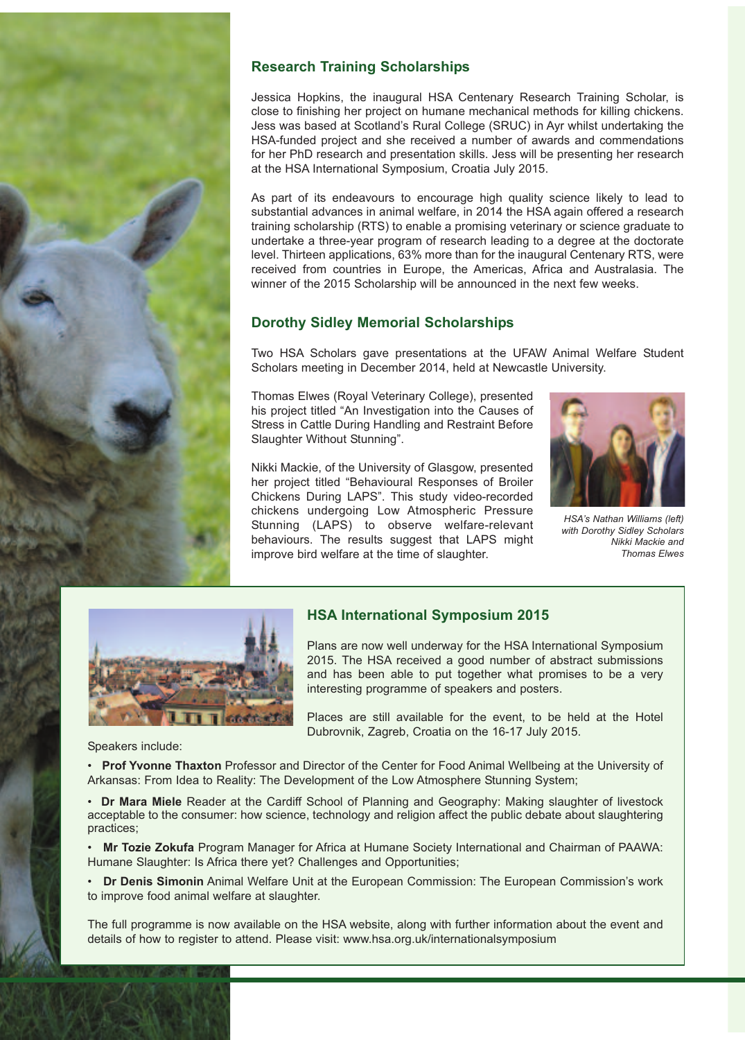## Research Training Scholarships

Jessica Hopkins, the inaugural HSA Centenary Research Training Scholar, is close to finishing her project on humane mechanical methods for killing chickens. Jess was based at Scotland's Rural College (SRUC) in Ayr whilst undertaking the HSA-funded project and she received a number of awards and commendations for her PhD research and presentation skills. Jess will be presenting her research at the HSA International Symposium, Croatia July 2015.

As part of its endeavours to encourage high quality science likely to lead to substantial advances in animal welfare, in 2014 the HSA again offered a research training scholarship (RTS) to enable a promising veterinary or science graduate to undertake a three-year program of research leading to a degree at the doctorate level. Thirteen applications, 63% more than for the inaugural Centenary RTS, were received from countries in Europe, the Americas, Africa and Australasia. The winner of the 2015 Scholarship will be announced in the next few weeks.

## Dorothy Sidley Memorial Scholarships

Two HSA Scholars gave presentations at the UFAW Animal Welfare Student Scholars meeting in December 2014, held at Newcastle University.

Thomas Elwes (Royal Veterinary College), presented his project titled "An Investigation into the Causes of Stress in Cattle During Handling and Restraint Before Slaughter Without Stunning".

Nikki Mackie, of the University of Glasgow, presented her project titled "Behavioural Responses of Broiler Chickens During LAPS". This study video-recorded chickens undergoing Low Atmospheric Pressure Stunning (LAPS) to observe welfare-relevant behaviours. The results suggest that LAPS might improve bird welfare at the time of slaughter.

*HSA's Nathan Williams (left) with Dorothy Sidley Scholars Nikki Mackie and Thomas Elwes*

## HSA International Symposium 2015

Plans are now well underway for the HSA International Symposium 2015. The HSA received a good number of abstract submissions and has been able to put together what promises to be a very interesting programme of speakers and posters.

Places are still available for the event, to be held at the Hotel Dubrovnik, Zagreb, Croatia on the 16-17 July 2015.

Speakers include:

- **Prof Yvonne Thaxton** Professor and Director of the Center for Food Animal Wellbeing at the University of Arkansas: From Idea to Reality: The Development of the Low Atmosphere Stunning System;
- **Dr Mara Miele** Reader at the Cardiff School of Planning and Geography: Making slaughter of livestock acceptable to the consumer: how science, technology and religion affect the public debate about slaughtering practices;
- **Mr Tozie Zokufa** Program Manager for Africa at Humane Society International and Chairman of PAAWA: Humane Slaughter: Is Africa there yet? Challenges and Opportunities;
- **Dr Denis Simonin** Animal Welfare Unit at the European Commission: The European Commission's work to improve food animal welfare at slaughter.

The full programme is now available on the HSA website, along with further information about the event and details of how to register to attend. Please visit: www.hsa.org.uk/internationalsymposium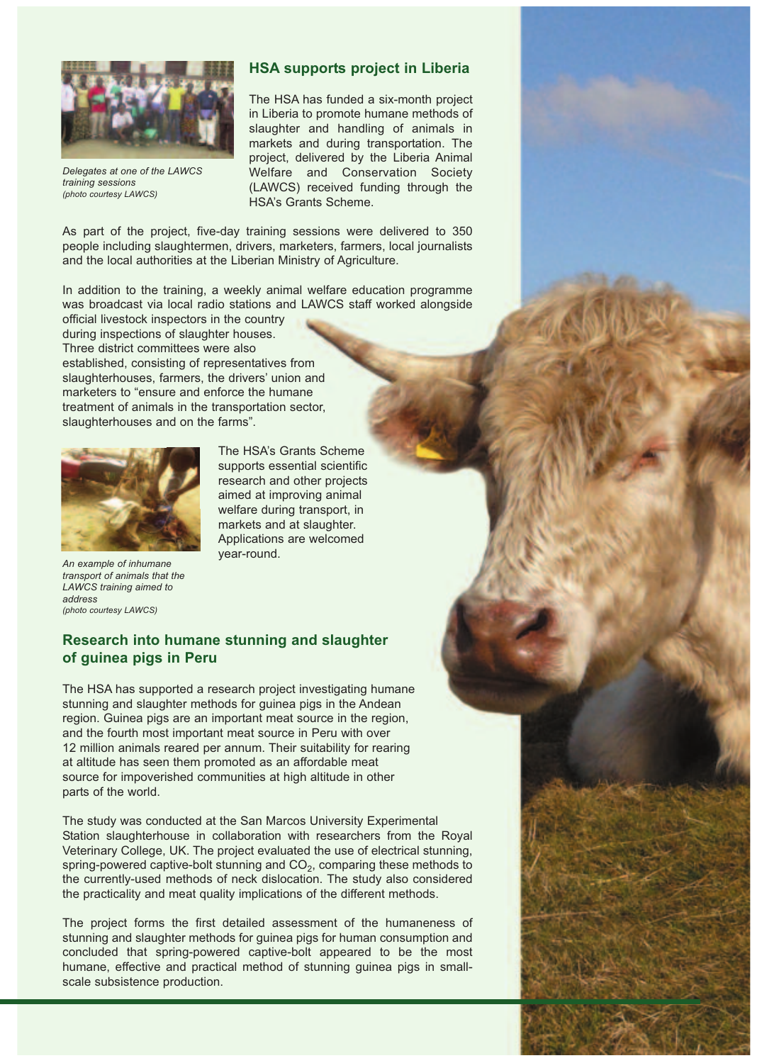## HSA supports project in Liberia

*Delegates at one of the LAWCS training sessions (photo courtesy LAWCS)*

The HSA has funded a six-month project in Liberia to promote humane methods of slaughter and handling of animals in markets and during transportation. The project, delivered by the Liberia Animal Welfare and Conservation Society (LAWCS) received funding through the HSA's Grants Scheme.

As part of the project, five-day training sessions were delivered to 350 people including slaughtermen, drivers, marketers, farmers, local journalists and the local authorities at the Liberian Ministry of Agriculture.

In addition to the training, a weekly animal welfare education programme was broadcast via local radio stations and LAWCS staff worked alongside official livestock inspectors in the country during inspections of slaughter houses. Three district committees were also established, consisting of representatives from slaughterhouses, farmers, the drivers' union and marketers to "ensure and enforce the humane treatment of animals in the transportation sector, slaughterhouses and on the farms".

*An example of inhumane transport of animals that the LAWCS training aimed to address (photo courtesy LAWCS)*

The HSA's Grants Scheme supports essential scientific research and other projects aimed at improving animal welfare during transport, in markets and at slaughter. Applications are welcomed year-round.

## Research into humane stunning and slaughter of guinea pigs in Peru

The HSA has supported a research project investigating humane stunning and slaughter methods for guinea pigs in the Andean region. Guinea pigs are an important meat source in the region, and the fourth most important meat source in Peru with over 12 million animals reared per annum. Their suitability for rearing at altitude has seen them promoted as an affordable meat source for impoverished communities at high altitude in other parts of the world.

The study was conducted at the San Marcos University Experimental Station slaughterhouse in collaboration with researchers from the Royal Veterinary College, UK. The project evaluated the use of electrical stunning, spring-powered captive-bolt stunning and $CO_2$, comparing these methods to the currently-used methods of neck dislocation. The study also considered the practicality and meat quality implications of the different methods.

The project forms the first detailed assessment of the humaneness of stunning and slaughter methods for guinea pigs for human consumption and concluded that spring-powered captive-bolt appeared to be the most humane, effective and practical method of stunning guinea pigs in small-scale subsistence production.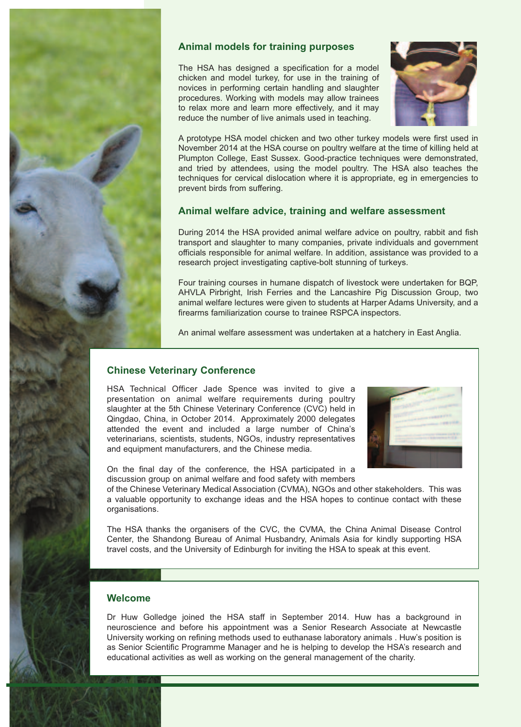## Animal models for training purposes

The HSA has designed a specification for a model chicken and model turkey, for use in the training of novices in performing certain handling and slaughter procedures. Working with models may allow trainees to relax more and learn more effectively, and it may reduce the number of live animals used in teaching.

A prototype HSA model chicken and two other turkey models were first used in November 2014 at the HSA course on poultry welfare at the time of killing held at Plumpton College, East Sussex. Good-practice techniques were demonstrated, and tried by attendees, using the model poultry. The HSA also teaches the techniques for cervical dislocation where it is appropriate, eg in emergencies to prevent birds from suffering.

## Animal welfare advice, training and welfare assessment

During 2014 the HSA provided animal welfare advice on poultry, rabbit and fish transport and slaughter to many companies, private individuals and government officials responsible for animal welfare. In addition, assistance was provided to a research project investigating captive-bolt stunning of turkeys.

Four training courses in humane dispatch of livestock were undertaken for BQP, AHVLA Pirbright, Irish Ferries and the Lancashire Pig Discussion Group, two animal welfare lectures were given to students at Harper Adams University, and a firearms familiarization course to trainee RSPCA inspectors.

An animal welfare assessment was undertaken at a hatchery in East Anglia.

## Chinese Veterinary Conference

HSA Technical Officer Jade Spence was invited to give a presentation on animal welfare requirements during poultry slaughter at the 5th Chinese Veterinary Conference (CVC) held in Qingdao, China, in October 2014. Approximately 2000 delegates attended the event and included a large number of China's veterinarians, scientists, students, NGOs, industry representatives and equipment manufacturers, and the Chinese media.

On the final day of the conference, the HSA participated in a discussion group on animal welfare and food safety with members of the Chinese Veterinary Medical Association (CVMA), NGOs and other stakeholders. This was a valuable opportunity to exchange ideas and the HSA hopes to continue contact with these organisations.

The HSA thanks the organisers of the CVC, the CVMA, the China Animal Disease Control Center, the Shandong Bureau of Animal Husbandry, Animals Asia for kindly supporting HSA travel costs, and the University of Edinburgh for inviting the HSA to speak at this event.

## Welcome

Dr Huw Golledge joined the HSA staff in September 2014. Huw has a background in neuroscience and before his appointment was a Senior Research Associate at Newcastle University working on refining methods used to euthanase laboratory animals . Huw's position is as Senior Scientific Programme Manager and he is helping to develop the HSA's research and educational activities as well as working on the general management of the charity.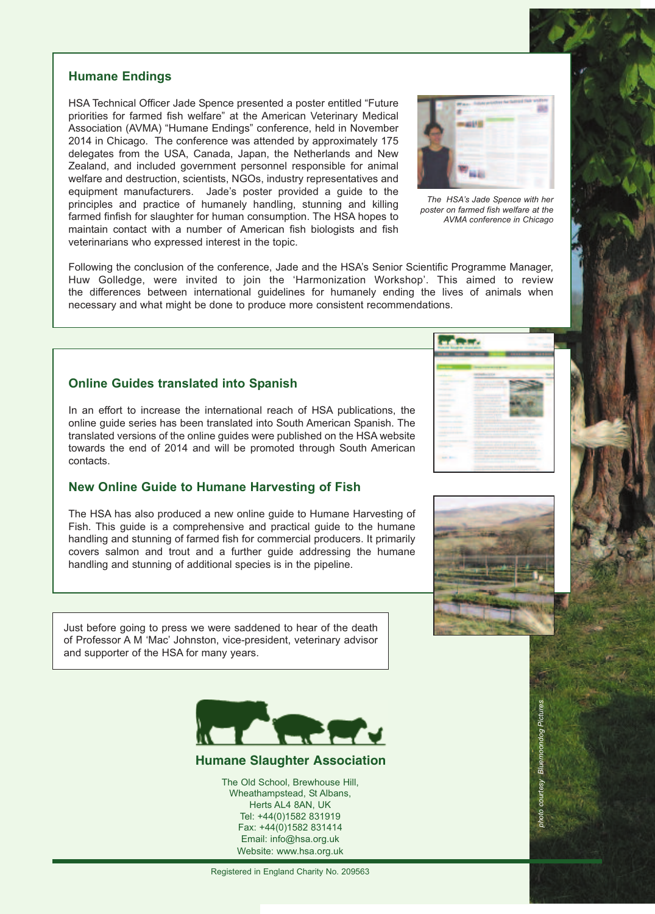## Humane Endings

HSA Technical Officer Jade Spence presented a poster entitled "Future priorities for farmed fish welfare" at the American Veterinary Medical Association (AVMA) "Humane Endings" conference, held in November 2014 in Chicago. The conference was attended by approximately 175 delegates from the USA, Canada, Japan, the Netherlands and New Zealand, and included government personnel responsible for animal welfare and destruction, scientists, NGOs, industry representatives and equipment manufacturers. Jade's poster provided a guide to the principles and practice of humanely handling, stunning and killing farmed finfish for slaughter for human consumption. The HSA hopes to maintain contact with a number of American fish biologists and fish veterinarians who expressed interest in the topic.

*The HSA's Jade Spence with her poster on farmed fish welfare at the AVMA conference in Chicago*

Following the conclusion of the conference, Jade and the HSA's Senior Scientific Programme Manager, Huw Golledge, were invited to join the 'Harmonization Workshop'. This aimed to review the differences between international guidelines for humanely ending the lives of animals when necessary and what might be done to produce more consistent recommendations.

## Online Guides translated into Spanish

In an effort to increase the international reach of HSA publications, the online guide series has been translated into South American Spanish. The translated versions of the online guides were published on the HSA website towards the end of 2014 and will be promoted through South American contacts.

## New Online Guide to Humane Harvesting of Fish

The HSA has also produced a new online guide to Humane Harvesting of Fish. This guide is a comprehensive and practical guide to the humane handling and stunning of farmed fish for commercial producers. It primarily covers salmon and trout and a further guide addressing the humane handling and stunning of additional species is in the pipeline.

Just before going to press we were saddened to hear of the death of Professor A M 'Mac' Johnston, vice-president, veterinary advisor and supporter of the HSA for many years.

**Humane Slaughter Association**

The Old School, Brewhouse Hill,
Wheathampstead, St Albans,
Herts AL4 8AN, UK
Tel: +44(0)1582 831919
Fax: +44(0)1582 831414
Email: info@hsa.org.uk
Website: www.hsa.org.uk

*photo courtesy Bluemoondog Pictures*

Registered in England Charity No. 209563